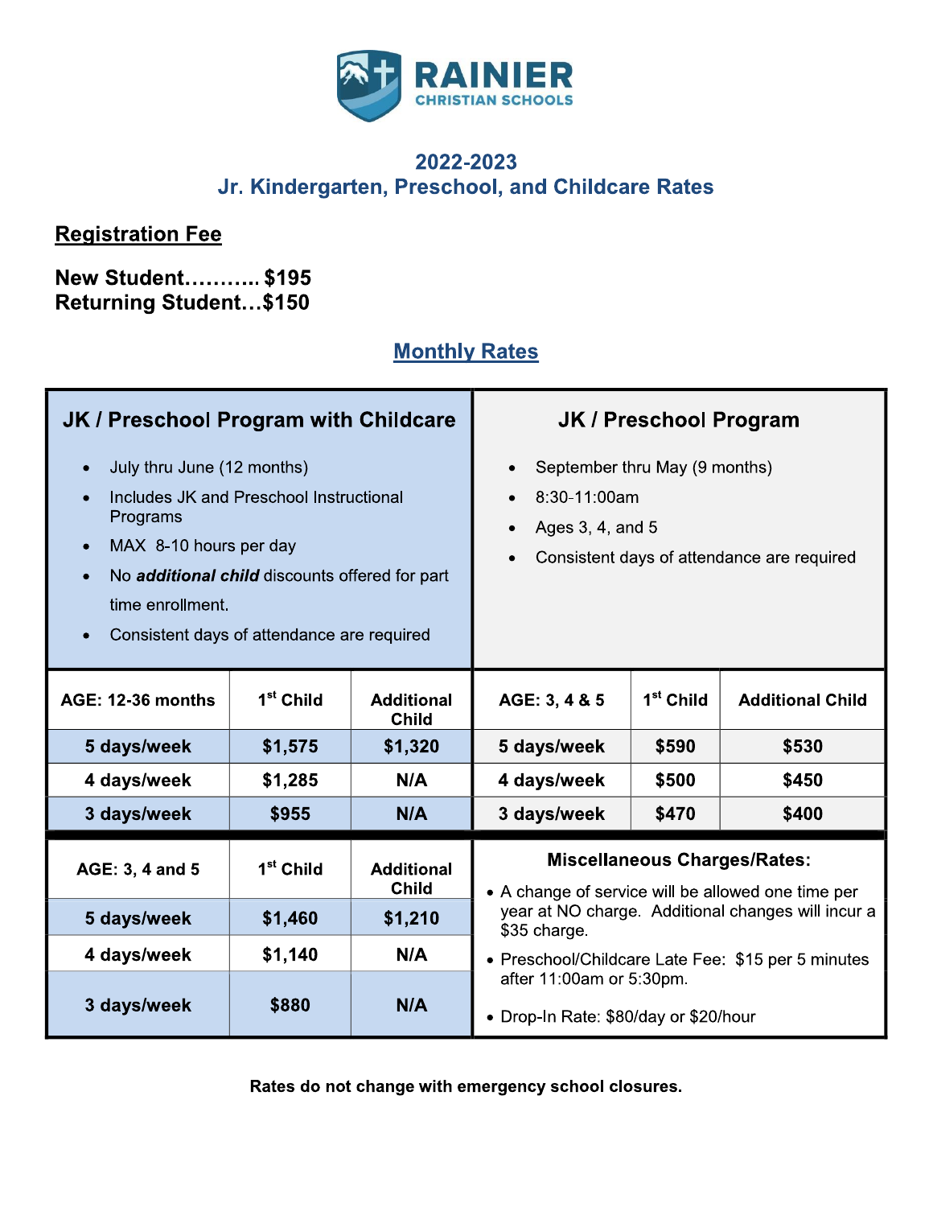# RAINIER CHRISTIAN SCHOOLS

## 2022-2023
## Jr. Kindergarten, Preschool, and Childcare Rates

### Registration Fee

**New Student……….. $195**
**Returning Student…$150**

### Monthly Rates

#### JK / Preschool Program with Childcare

- July thru June (12 months)
- Includes JK and Preschool Instructional Programs
- MAX 8-10 hours per day
- No ***additional child*** discounts offered for part time enrollment.
- Consistent days of attendance are required

| AGE: 12-36 months | 1st Child | Additional Child |
|---|---|---|
| 5 days/week | $1,575 | $1,320 |
| 4 days/week | $1,285 | N/A |
| 3 days/week | $955 | N/A |

| AGE: 3, 4 and 5 | 1st Child | Additional Child |
|---|---|---|
| 5 days/week | $1,460 | $1,210 |
| 4 days/week | $1,140 | N/A |
| 3 days/week | $880 | N/A |

#### JK / Preschool Program

- September thru May (9 months)
- 8:30-11:00am
- Ages 3, 4, and 5
- Consistent days of attendance are required

| AGE: 3, 4 & 5 | 1st Child | Additional Child |
|---|---|---|
| 5 days/week | $590 | $530 |
| 4 days/week | $500 | $450 |
| 3 days/week | $470 | $400 |

#### Miscellaneous Charges/Rates:

- A change of service will be allowed one time per year at NO charge. Additional changes will incur a $35 charge.
- Preschool/Childcare Late Fee: $15 per 5 minutes after 11:00am or 5:30pm.
- Drop-In Rate: $80/day or $20/hour

**Rates do not change with emergency school closures.**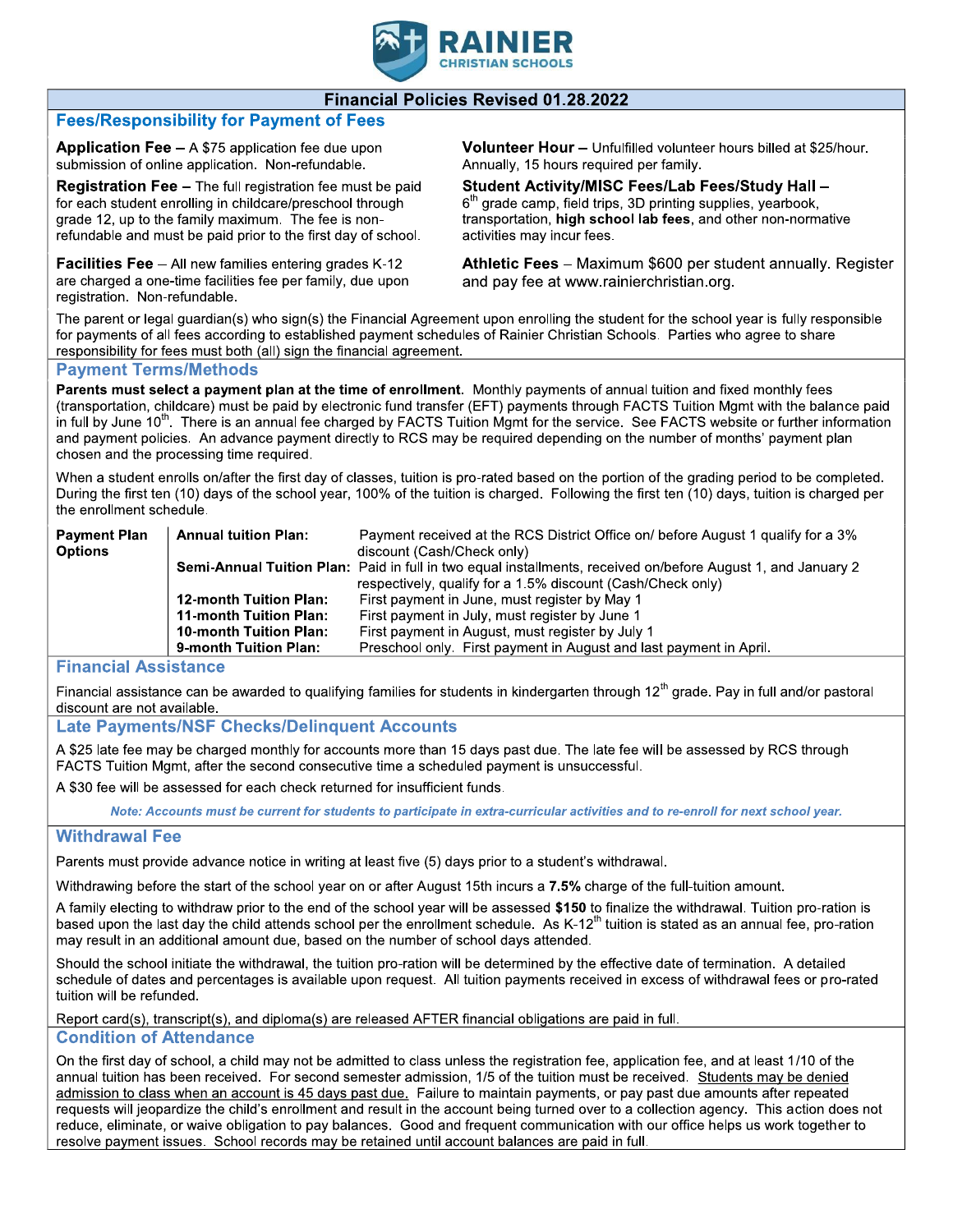RAINIER CHRISTIAN SCHOOLS

# Financial Policies Revised 01.28.2022

## Fees/Responsibility for Payment of Fees

**Application Fee –** A $75 application fee due upon submission of online application. Non-refundable.

**Registration Fee –** The full registration fee must be paid for each student enrolling in childcare/preschool through grade 12, up to the family maximum. The fee is non-refundable and must be paid prior to the first day of school.

**Facilities Fee** – All new families entering grades K-12 are charged a one-time facilities fee per family, due upon registration. Non-refundable.

**Volunteer Hour –** Unfulfilled volunteer hours billed at $25/hour. Annually, 15 hours required per family.

**Student Activity/MISC Fees/Lab Fees/Study Hall –** 6th grade camp, field trips, 3D printing supplies, yearbook, transportation, **high school lab fees**, and other non-normative activities may incur fees.

**Athletic Fees** – Maximum $600 per student annually. Register and pay fee at www.rainierchristian.org.

The parent or legal guardian(s) who sign(s) the Financial Agreement upon enrolling the student for the school year is fully responsible for payments of all fees according to established payment schedules of Rainier Christian Schools. Parties who agree to share responsibility for fees must both (all) sign the financial agreement.

## Payment Terms/Methods

**Parents must select a payment plan at the time of enrollment.** Monthly payments of annual tuition and fixed monthly fees (transportation, childcare) must be paid by electronic fund transfer (EFT) payments through FACTS Tuition Mgmt with the balance paid in full by June 10th. There is an annual fee charged by FACTS Tuition Mgmt for the service. See FACTS website or further information and payment policies. An advance payment directly to RCS may be required depending on the number of months' payment plan chosen and the processing time required.

When a student enrolls on/after the first day of classes, tuition is pro-rated based on the portion of the grading period to be completed. During the first ten (10) days of the school year, 100% of the tuition is charged. Following the first ten (10) days, tuition is charged per the enrollment schedule.

| | | |
|---|---|---|
| **Payment Plan Options** | **Annual tuition Plan:** | Payment received at the RCS District Office on/ before August 1 qualify for a 3% discount (Cash/Check only) |
| | **Semi-Annual Tuition Plan:** | Paid in full in two equal installments, received on/before August 1, and January 2 respectively, qualify for a 1.5% discount (Cash/Check only) |
| | **12-month Tuition Plan:** | First payment in June, must register by May 1 |
| | **11-month Tuition Plan:** | First payment in July, must register by June 1 |
| | **10-month Tuition Plan:** | First payment in August, must register by July 1 |
| | **9-month Tuition Plan:** | Preschool only. First payment in August and last payment in April. |

## Financial Assistance

Financial assistance can be awarded to qualifying families for students in kindergarten through 12th grade. Pay in full and/or pastoral discount are not available.

## Late Payments/NSF Checks/Delinquent Accounts

A $25 late fee may be charged monthly for accounts more than 15 days past due. The late fee will be assessed by RCS through FACTS Tuition Mgmt, after the second consecutive time a scheduled payment is unsuccessful.

A $30 fee will be assessed for each check returned for insufficient funds.

***Note: Accounts must be current for students to participate in extra-curricular activities and to re-enroll for next school year.***

## Withdrawal Fee

Parents must provide advance notice in writing at least five (5) days prior to a student's withdrawal.

Withdrawing before the start of the school year on or after August 15th incurs a **7.5%** charge of the full-tuition amount.

A family electing to withdraw prior to the end of the school year will be assessed **$150** to finalize the withdrawal. Tuition pro-ration is based upon the last day the child attends school per the enrollment schedule. As K-12th tuition is stated as an annual fee, pro-ration may result in an additional amount due, based on the number of school days attended.

Should the school initiate the withdrawal, the tuition pro-ration will be determined by the effective date of termination. A detailed schedule of dates and percentages is available upon request. All tuition payments received in excess of withdrawal fees or pro-rated tuition will be refunded.

Report card(s), transcript(s), and diploma(s) are released AFTER financial obligations are paid in full.

## Condition of Attendance

On the first day of school, a child may not be admitted to class unless the registration fee, application fee, and at least 1/10 of the annual tuition has been received. For second semester admission, 1/5 of the tuition must be received. Students may be denied admission to class when an account is 45 days past due. Failure to maintain payments, or pay past due amounts after repeated requests will jeopardize the child's enrollment and result in the account being turned over to a collection agency. This action does not reduce, eliminate, or waive obligation to pay balances. Good and frequent communication with our office helps us work together to resolve payment issues. School records may be retained until account balances are paid in full.